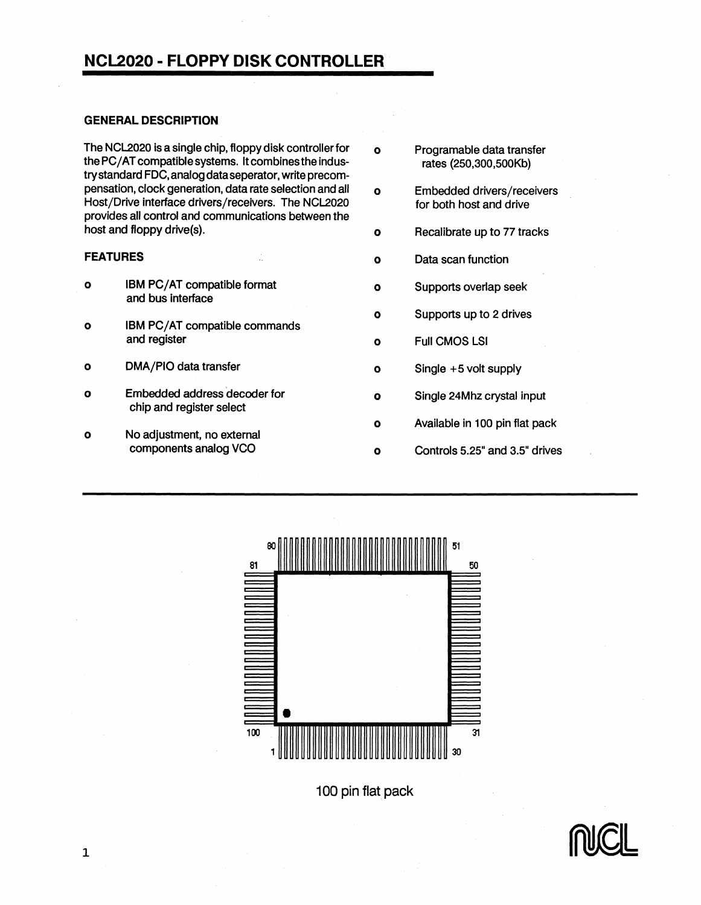# NCL2020 - FLOPPY DISK CONTROLLER

## GENERAL DESCRIPTION

The NCL2020 is a single chip, floppy disk controller for the PC/AT compatible systems. It combines the industry standard FDC, analog data seperator, write precompensation, clock generation, data rate selection and all Host/Drive interface drivers/receivers. The NCL2020 provides all control and communications between the host and floppy drive(s).

## FEATURES

- IBM PC/AT compatible format and bus interface
- IBM PC/AT compatible commands and register
- DMA/PIO data transfer
- Embedded address decoder for chip and register select
- No adjustment, no external components analog VCO
- Programable data transfer rates (250,300,500Kb)
- Embedded drivers/receivers for both host and drive
- Recalibrate up to 77 tracks
- Data scan function
- Supports overlap seek
- Supports up to 2 drives
- Full CMOS LSI
- Single +5 volt supply
- Single 24Mhz crystal input
- Available in 100 pin flat pack
- Controls 5.25" and 3.5" drives

---

80 51

81 50

100 31

1 30

100 pin flat pack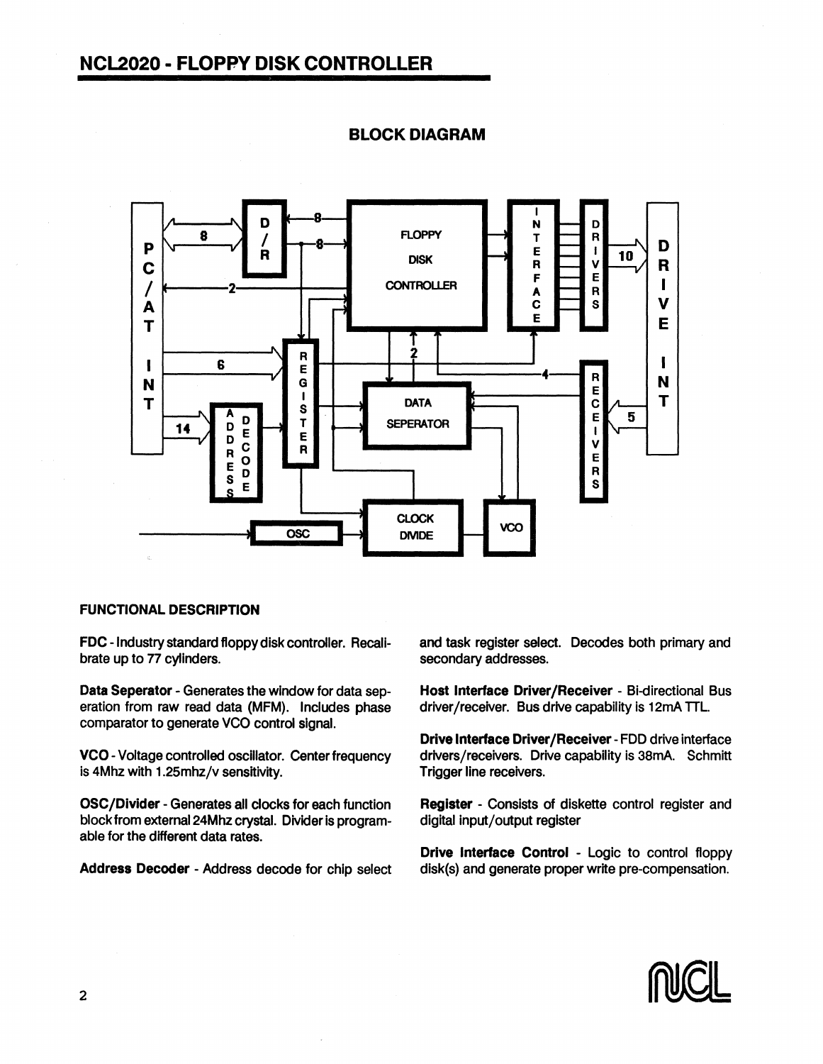# NCL2020 - FLOPPY DISK CONTROLLER

## BLOCK DIAGRAM

### FUNCTIONAL DESCRIPTION

**FDC** - Industry standard floppy disk controller. Recalibrate up to 77 cylinders.

**Data Seperator** - Generates the window for data seperation from raw read data (MFM). Includes phase comparator to generate VCO control signal.

**VCO** - Voltage controlled oscillator. Center frequency is 4Mhz with 1.25mhz/v sensitivity.

**OSC/Divider** - Generates all clocks for each function block from external 24Mhz crystal. Divider is programable for the different data rates.

**Address Decoder** - Address decode for chip select and task register select. Decodes both primary and secondary addresses.

**Host Interface Driver/Receiver** - Bi-directional Bus driver/receiver. Bus drive capability is 12mA TTL.

**Drive Interface Driver/Receiver** - FDD drive interface drivers/receivers. Drive capability is 38mA. Schmitt Trigger line receivers.

**Register** - Consists of diskette control register and digital input/output register

**Drive Interface Control** - Logic to control floppy disk(s) and generate proper write pre-compensation.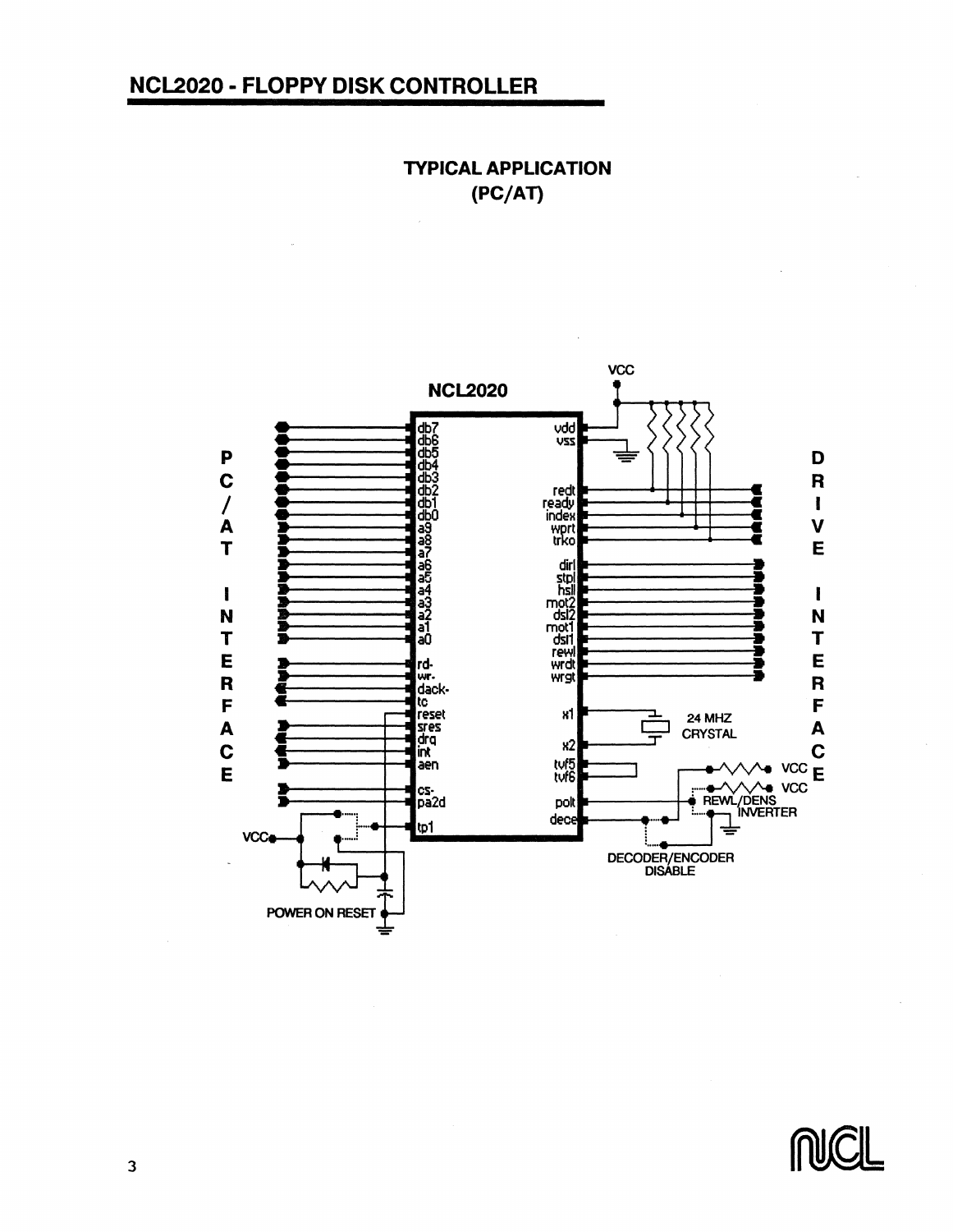## TYPICAL APPLICATION
## (PC/AT)

NCL2020

PC/AT INTERFACE

db7, db6, db5, db4, db3, db2, db1, db0, a9, a8, a7, a6, a5, a4, a3, a2, a1, a0, rd-, wr-, dack-, tc, reset, sres, drq, int, aen, cs-, pa2d, tp1

vdd, vss, redt, ready, index, wprt, trko, dirl, stpl, hsll, mot2, dsl2, mot1, dsl1, rewl, wrdt, wrgt, x1, x2, tvf5, tvf6, polt, dece

DRIVE INTERFACE

VCC

24 MHZ CRYSTAL

VCC

VCC

REWL/DENS INVERTER

DECODER/ENCODER DISABLE

VCC

POWER ON RESET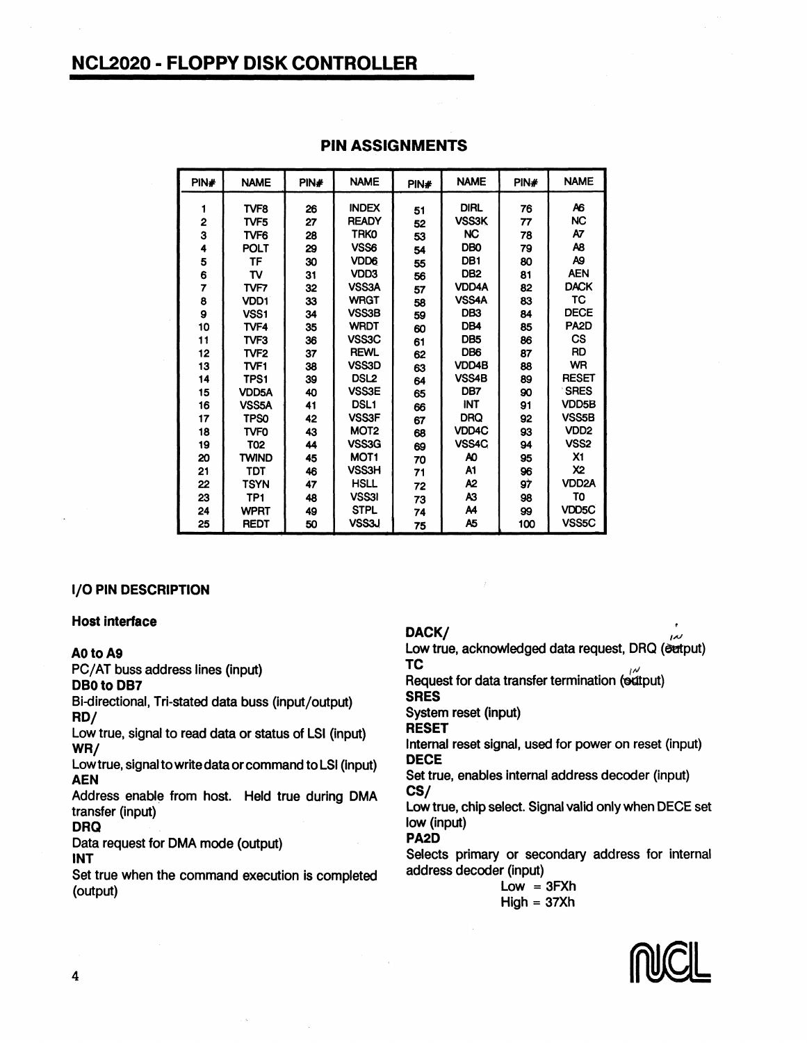# NCL2020 - FLOPPY DISK CONTROLLER

## PIN ASSIGNMENTS

| PIN# | NAME | PIN# | NAME | PIN# | NAME | PIN# | NAME |
|---|---|---|---|---|---|---|---|
| 1 | TVF8 | 26 | INDEX | 51 | DIRL | 76 | A6 |
| 2 | TVF5 | 27 | READY | 52 | VSS3K | 77 | NC |
| 3 | TVF6 | 28 | TRK0 | 53 | NC | 78 | A7 |
| 4 | POLT | 29 | VSS6 | 54 | DB0 | 79 | A8 |
| 5 | TF | 30 | VDD6 | 55 | DB1 | 80 | A9 |
| 6 | TV | 31 | VDD3 | 56 | DB2 | 81 | AEN |
| 7 | TVF7 | 32 | VSS3A | 57 | VDD4A | 82 | DACK |
| 8 | VDD1 | 33 | WRGT | 58 | VSS4A | 83 | TC |
| 9 | VSS1 | 34 | VSS3B | 59 | DB3 | 84 | DECE |
| 10 | TVF4 | 35 | WRDT | 60 | DB4 | 85 | PA2D |
| 11 | TVF3 | 36 | VSS3C | 61 | DB5 | 86 | CS |
| 12 | TVF2 | 37 | REWL | 62 | DB6 | 87 | RD |
| 13 | TVF1 | 38 | VSS3D | 63 | VDD4B | 88 | WR |
| 14 | TPS1 | 39 | DSL2 | 64 | VSS4B | 89 | RESET |
| 15 | VDD5A | 40 | VSS3E | 65 | DB7 | 90 | SRES |
| 16 | VSS5A | 41 | DSL1 | 66 | INT | 91 | VDD5B |
| 17 | TPS0 | 42 | VSS3F | 67 | DRQ | 92 | VSS5B |
| 18 | TVF0 | 43 | MOT2 | 68 | VDD4C | 93 | VDD2 |
| 19 | T02 | 44 | VSS3G | 69 | VSS4C | 94 | VSS2 |
| 20 | TWIND | 45 | MOT1 | 70 | A0 | 95 | X1 |
| 21 | TDT | 46 | VSS3H | 71 | A1 | 96 | X2 |
| 22 | TSYN | 47 | HSLL | 72 | A2 | 97 | VDD2A |
| 23 | TP1 | 48 | VSS3I | 73 | A3 | 98 | T0 |
| 24 | WPRT | 49 | STPL | 74 | A4 | 99 | VDD5C |
| 25 | REDT | 50 | VSS3J | 75 | A5 | 100 | VSS5C |

### I/O PIN DESCRIPTION

#### Host interface

**A0 to A9**
PC/AT buss address lines (input)

**DB0 to DB7**
Bi-directional, Tri-stated data buss (input/output)

**RD/**
Low true, signal to read data or status of LSI (input)

**WR/**
Low true, signal to write data or command to LSI (input)

**AEN**
Address enable from host. Held true during DMA transfer (input)

**DRQ**
Data request for DMA mode (output)

**INT**
Set true when the command execution is completed (output)

**DACK/**
Low true, acknowledged data request, DRQ (output) in

**TC**
Request for data transfer termination (output) in

**SRES**
System reset (input)

**RESET**
Internal reset signal, used for power on reset (input)

**DECE**
Set true, enables internal address decoder (input)

**CS/**
Low true, chip select. Signal valid only when DECE set low (input)

**PA2D**
Selects primary or secondary address for internal address decoder (input)

Low = 3FXh
High = 37Xh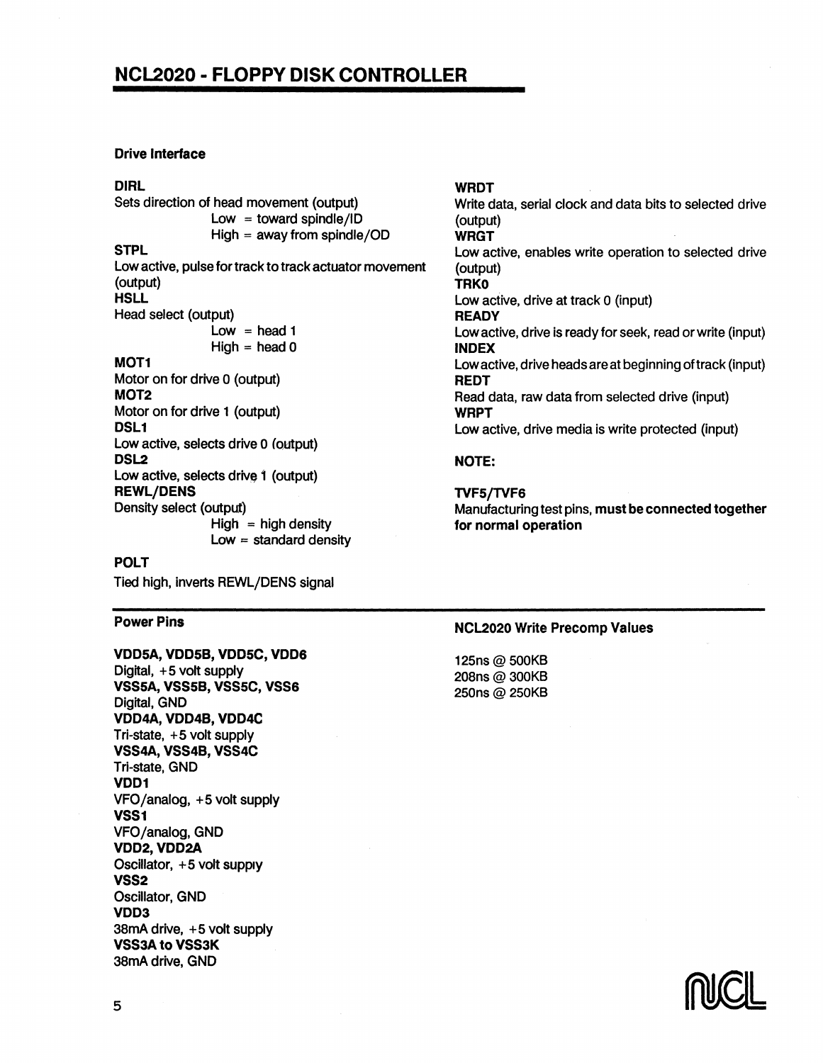# NCL2020 - FLOPPY DISK CONTROLLER

### Drive Interface

**DIRL**
Sets direction of head movement (output)
Low = toward spindle/ID
High = away from spindle/OD

**STPL**
Low active, pulse for track to track actuator movement (output)

**HSLL**
Head select (output)
Low = head 1
High = head 0

**MOT1**
Motor on for drive 0 (output)

**MOT2**
Motor on for drive 1 (output)

**DSL1**
Low active, selects drive 0 (output)

**DSL2**
Low active, selects drive 1 (output)

**REWL/DENS**
Density select (output)
High = high density
Low = standard density

**POLT**
Tied high, inverts REWL/DENS signal

**WRDT**
Write data, serial clock and data bits to selected drive (output)

**WRGT**
Low active, enables write operation to selected drive (output)

**TRK0**
Low active, drive at track 0 (input)

**READY**
Low active, drive is ready for seek, read or write (input)

**INDEX**
Low active, drive heads are at beginning of track (input)

**REDT**
Read data, raw data from selected drive (input)

**WRPT**
Low active, drive media is write protected (input)

**NOTE:**

**TVF5/TVF6**
Manufacturing test pins, **must be connected together for normal operation**

### Power Pins

**VDD5A, VDD5B, VDD5C, VDD6**
Digital, +5 volt supply

**VSS5A, VSS5B, VSS5C, VSS6**
Digital, GND

**VDD4A, VDD4B, VDD4C**
Tri-state, +5 volt supply

**VSS4A, VSS4B, VSS4C**
Tri-state, GND

**VDD1**
VFO/analog, +5 volt supply

**VSS1**
VFO/analog, GND

**VDD2, VDD2A**
Oscillator, +5 volt supply

**VSS2**
Oscillator, GND

**VDD3**
38mA drive, +5 volt supply

**VSS3A to VSS3K**
38mA drive, GND

### NCL2020 Write Precomp Values

125ns @ 500KB
208ns @ 300KB
250ns @ 250KB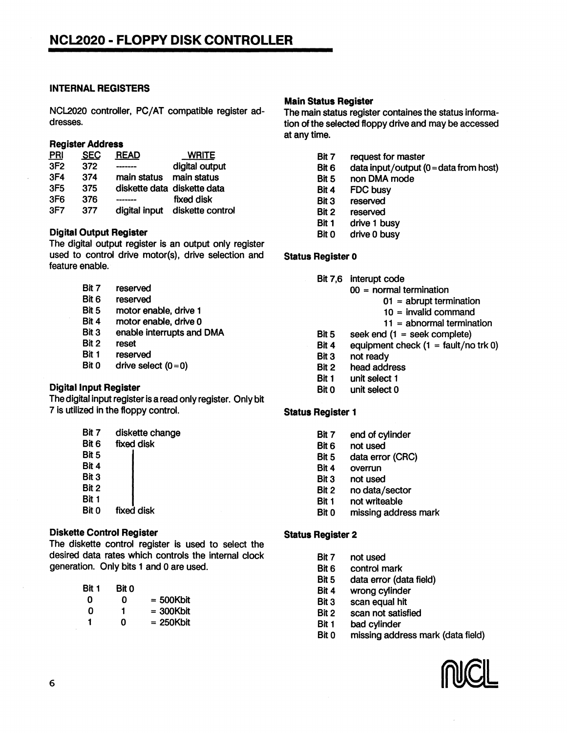## INTERNAL REGISTERS

NCL2020 controller, PC/AT compatible register addresses.

### Register Address

| PRI | SEC | READ | WRITE |
|---|---|---|---|
| 3F2 | 372 | ------- | digital output |
| 3F4 | 374 | main status | main status |
| 3F5 | 375 | diskette data | diskette data |
| 3F6 | 376 | ------- | fixed disk |
| 3F7 | 377 | digital input | diskette control |

### Digital Output Register

The digital output register is an output only register used to control drive motor(s), drive selection and feature enable.

| | |
|---|---|
| Bit 7 | reserved |
| Bit 6 | reserved |
| Bit 5 | motor enable, drive 1 |
| Bit 4 | motor enable, drive 0 |
| Bit 3 | enable interrupts and DMA |
| Bit 2 | reset |
| Bit 1 | reserved |
| Bit 0 | drive select (0=0) |

### Digital Input Register

The digital input register is a read only register. Only bit 7 is utilized in the floppy control.

| | |
|---|---|
| Bit 7 | diskette change |
| Bit 6 | fixed disk |
| Bit 5 | \| |
| Bit 4 | \| |
| Bit 3 | \| |
| Bit 2 | \| |
| Bit 1 | \| |
| Bit 0 | fixed disk |

### Diskette Control Register

The diskette control register is used to select the desired data rates which controls the internal clock generation. Only bits 1 and 0 are used.

| Bit 1 | Bit 0 | |
|---|---|---|
| 0 | 0 | = 500Kbit |
| 0 | 1 | = 300Kbit |
| 1 | 0 | = 250Kbit |

### Main Status Register

The main status register containes the status information of the selected floppy drive and may be accessed at any time.

| | |
|---|---|
| Bit 7 | request for master |
| Bit 6 | data input/output (0=data from host) |
| Bit 5 | non DMA mode |
| Bit 4 | FDC busy |
| Bit 3 | reserved |
| Bit 2 | reserved |
| Bit 1 | drive 1 busy |
| Bit 0 | drive 0 busy |

### Status Register 0

| | |
|---|---|
| Bit 7,6 | interupt code<br>00 = normal termination<br>01 = abrupt termination<br>10 = invalid command<br>11 = abnormal termination |
| Bit 5 | seek end (1 = seek complete) |
| Bit 4 | equipment check (1 = fault/no trk 0) |
| Bit 3 | not ready |
| Bit 2 | head address |
| Bit 1 | unit select 1 |
| Bit 0 | unit select 0 |

### Status Register 1

| | |
|---|---|
| Bit 7 | end of cylinder |
| Bit 6 | not used |
| Bit 5 | data error (CRC) |
| Bit 4 | overrun |
| Bit 3 | not used |
| Bit 2 | no data/sector |
| Bit 1 | not writeable |
| Bit 0 | missing address mark |

### Status Register 2

| | |
|---|---|
| Bit 7 | not used |
| Bit 6 | control mark |
| Bit 5 | data error (data field) |
| Bit 4 | wrong cylinder |
| Bit 3 | scan equal hit |
| Bit 2 | scan not satisfied |
| Bit 1 | bad cylinder |
| Bit 0 | missing address mark (data field) |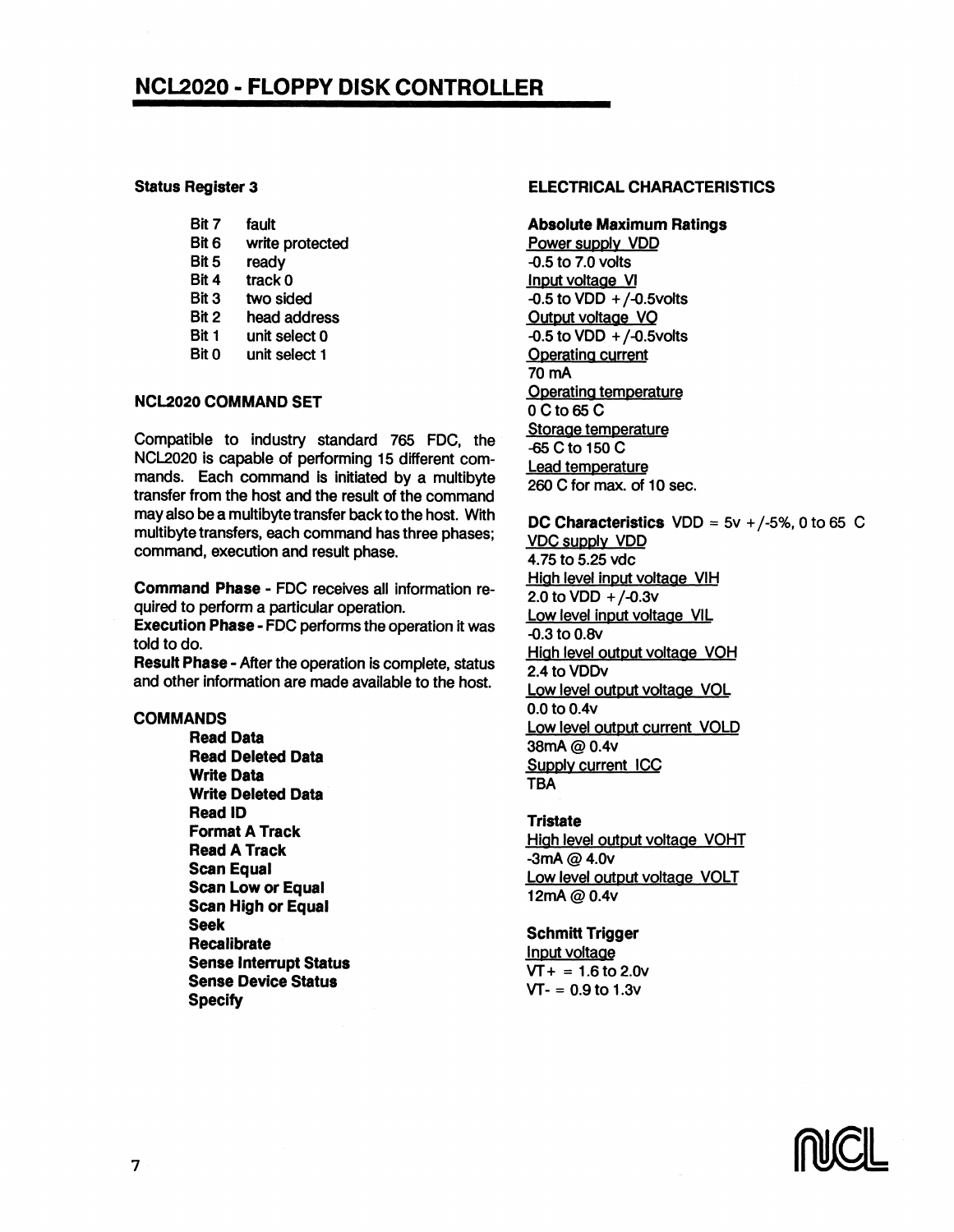## Status Register 3

| | |
|---|---|
| Bit 7 | fault |
| Bit 6 | write protected |
| Bit 5 | ready |
| Bit 4 | track 0 |
| Bit 3 | two sided |
| Bit 2 | head address |
| Bit 1 | unit select 0 |
| Bit 0 | unit select 1 |

## NCL2020 COMMAND SET

Compatible to industry standard 765 FDC, the NCL2020 is capable of performing 15 different commands. Each command is initiated by a multibyte transfer from the host and the result of the command may also be a multibyte transfer back to the host. With multibyte transfers, each command has three phases; command, execution and result phase.

**Command Phase** - FDC receives all information required to perform a particular operation.
**Execution Phase** - FDC performs the operation it was told to do.
**Result Phase** - After the operation is complete, status and other information are made available to the host.

## COMMANDS

- **Read Data**
- **Read Deleted Data**
- **Write Data**
- **Write Deleted Data**
- **Read ID**
- **Format A Track**
- **Read A Track**
- **Scan Equal**
- **Scan Low or Equal**
- **Scan High or Equal**
- **Seek**
- **Recalibrate**
- **Sense Interrupt Status**
- **Sense Device Status**
- **Specify**

## ELECTRICAL CHARACTERISTICS

**Absolute Maximum Ratings**

Power supply VDD
-0.5 to 7.0 volts

Input voltage VI
-0.5 to VDD +/-0.5volts

Output voltage VO
-0.5 to VDD +/-0.5volts

Operating current
70 mA

Operating temperature
0 C to 65 C

Storage temperature
-65 C to 150 C

Lead temperature
260 C for max. of 10 sec.

**DC Characteristics** VDD = 5v +/-5%, 0 to 65 C

VDC supply VDD
4.75 to 5.25 vdc

High level input voltage VIH
2.0 to VDD +/-0.3v

Low level input voltage VIL
-0.3 to 0.8v

High level output voltage VOH
2.4 to VDDv

Low level output voltage VOL
0.0 to 0.4v

Low level output current VOLD
38mA @ 0.4v

Supply current ICC
TBA

**Tristate**

High level output voltage VOHT
-3mA @ 4.0v

Low level output voltage VOLT
12mA @ 0.4v

**Schmitt Trigger**

Input voltage
VT+ = 1.6 to 2.0v
VT- = 0.9 to 1.3v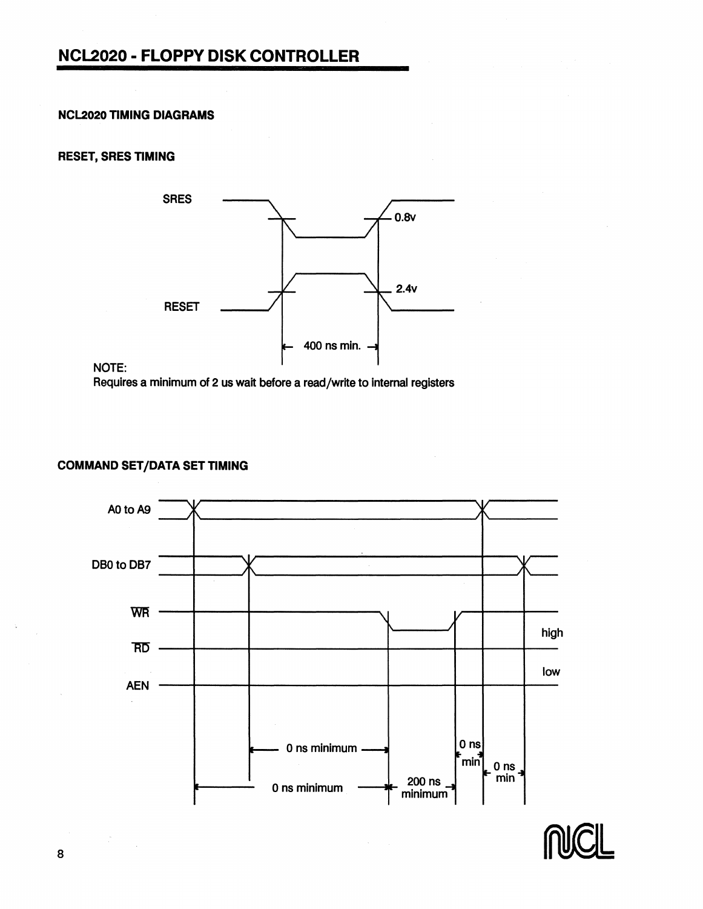## NCL2020 TIMING DIAGRAMS

### RESET, SRES TIMING

SRES

0.8v

2.4v

RESET

400 ns min.

NOTE:
Requires a minimum of 2 us wait before a read/write to internal registers

### COMMAND SET/DATA SET TIMING

A0 to A9

DB0 to DB7

WR

RD

high

AEN

low

0 ns minimum

0 ns min

0 ns min

0 ns minimum

200 ns minimum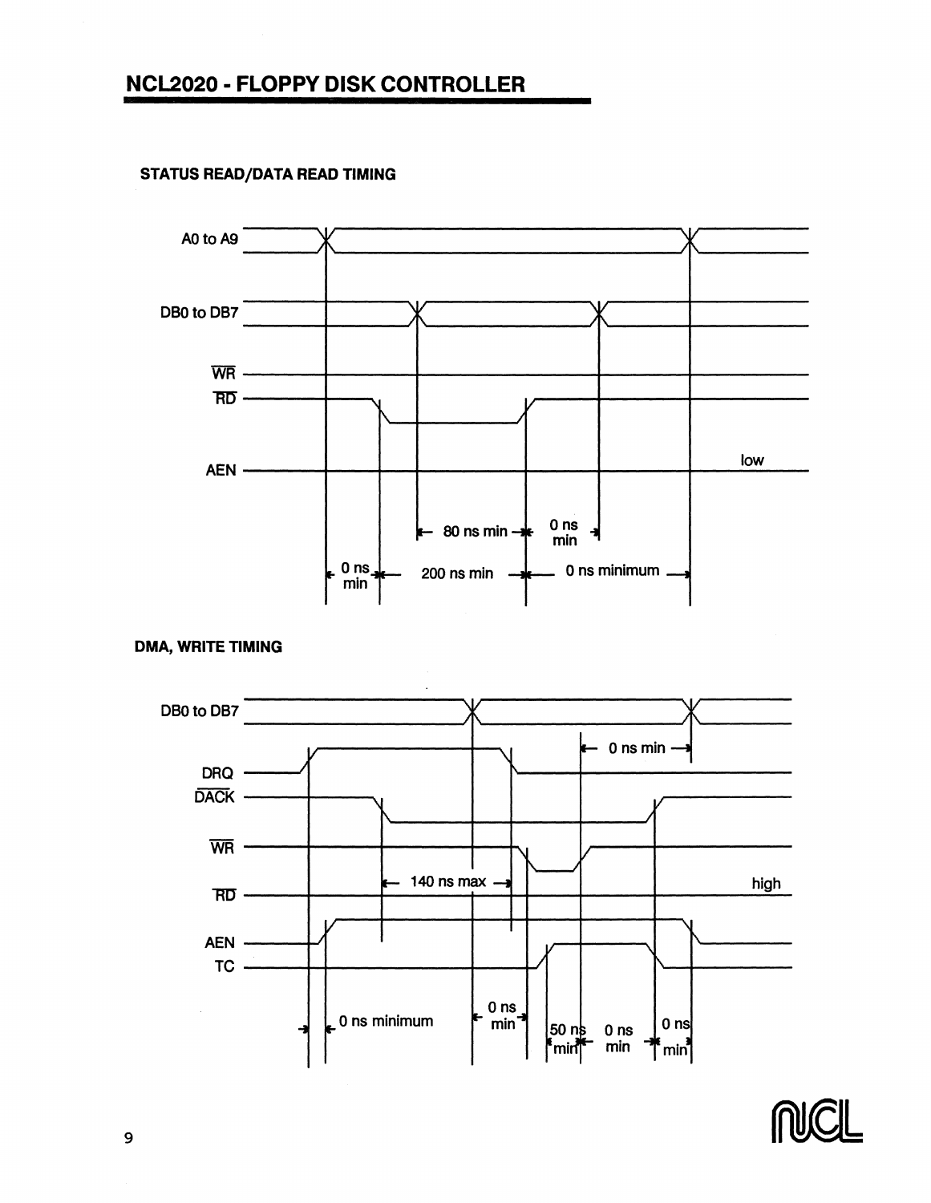### STATUS READ/DATA READ TIMING

A0 to A9

DB0 to DB7

$\overline{WR}$

$\overline{RD}$

AEN

low

80 ns min

0 ns min

0 ns min

200 ns min

0 ns minimum

### DMA, WRITE TIMING

DB0 to DB7

DRQ

$\overline{DACK}$

$\overline{WR}$

$\overline{RD}$

AEN

TC

0 ns min

140 ns max

high

0 ns minimum

0 ns min

50 ns min

0 ns min

0 ns min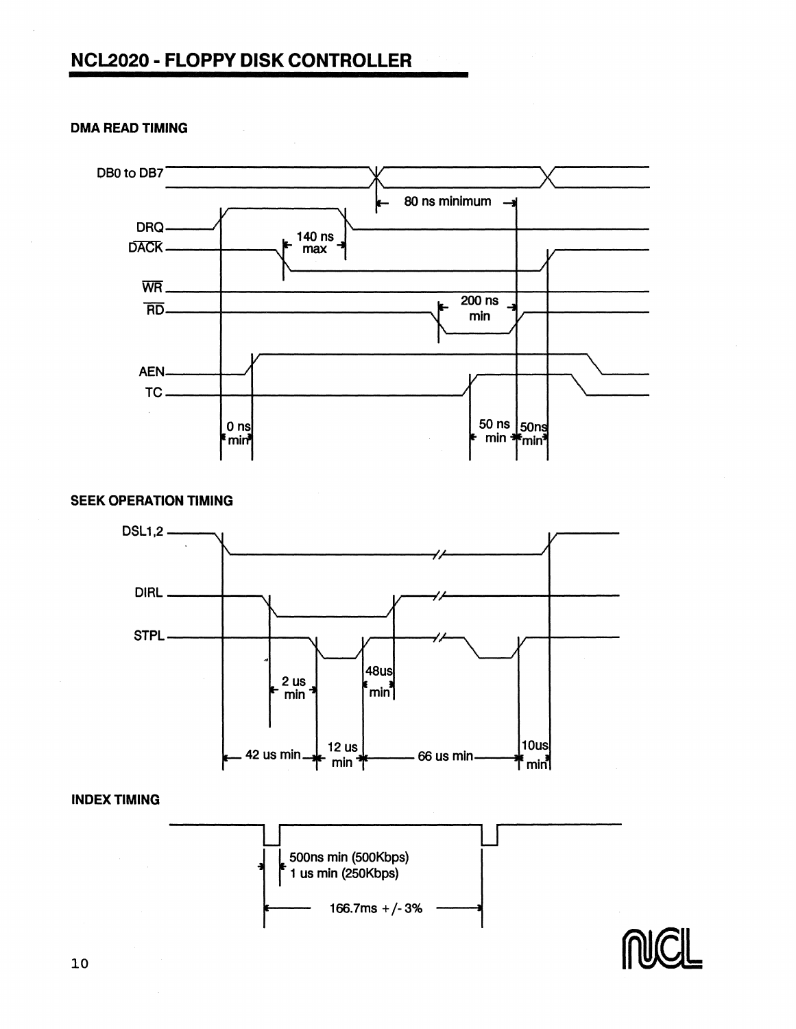### DMA READ TIMING

DB0 to DB7

80 ns minimum

DRQ

DACK

140 ns max

WR

RD

200 ns min

AEN

TC

0 ns min

50 ns min

50ns min

### SEEK OPERATION TIMING

DSL1,2

DIRL

STPL

2 us min

48us min

42 us min

12 us min

66 us min

10us min

### INDEX TIMING

500ns min (500Kbps)
1 us min (250Kbps)

166.7ms +/- 3%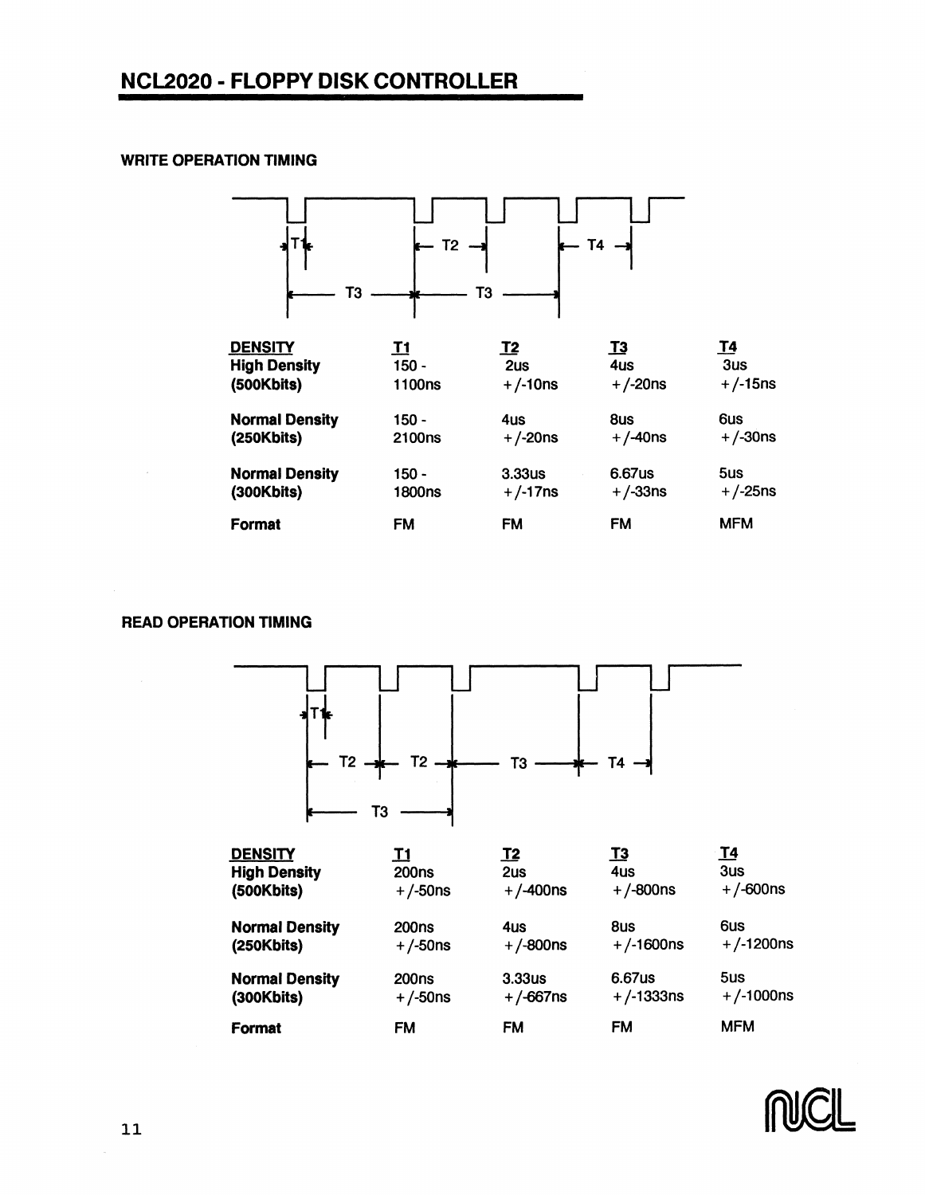## WRITE OPERATION TIMING

| DENSITY | T1 | T2 | T3 | T4 |
|---|---|---|---|---|
| High Density (500Kbits) | 150 - 1100ns | 2us +/-10ns | 4us +/-20ns | 3us +/-15ns |
| Normal Density (250Kbits) | 150 - 2100ns | 4us +/-20ns | 8us +/-40ns | 6us +/-30ns |
| Normal Density (300Kbits) | 150 - 1800ns | 3.33us +/-17ns | 6.67us +/-33ns | 5us +/-25ns |
| Format | FM | FM | FM | MFM |

## READ OPERATION TIMING

| DENSITY | T1 | T2 | T3 | T4 |
|---|---|---|---|---|
| High Density (500Kbits) | 200ns +/-50ns | 2us +/-400ns | 4us +/-800ns | 3us +/-600ns |
| Normal Density (250Kbits) | 200ns +/-50ns | 4us +/-800ns | 8us +/-1600ns | 6us +/-1200ns |
| Normal Density (300Kbits) | 200ns +/-50ns | 3.33us +/-667ns | 6.67us +/-1333ns | 5us +/-1000ns |
| Format | FM | FM | FM | MFM |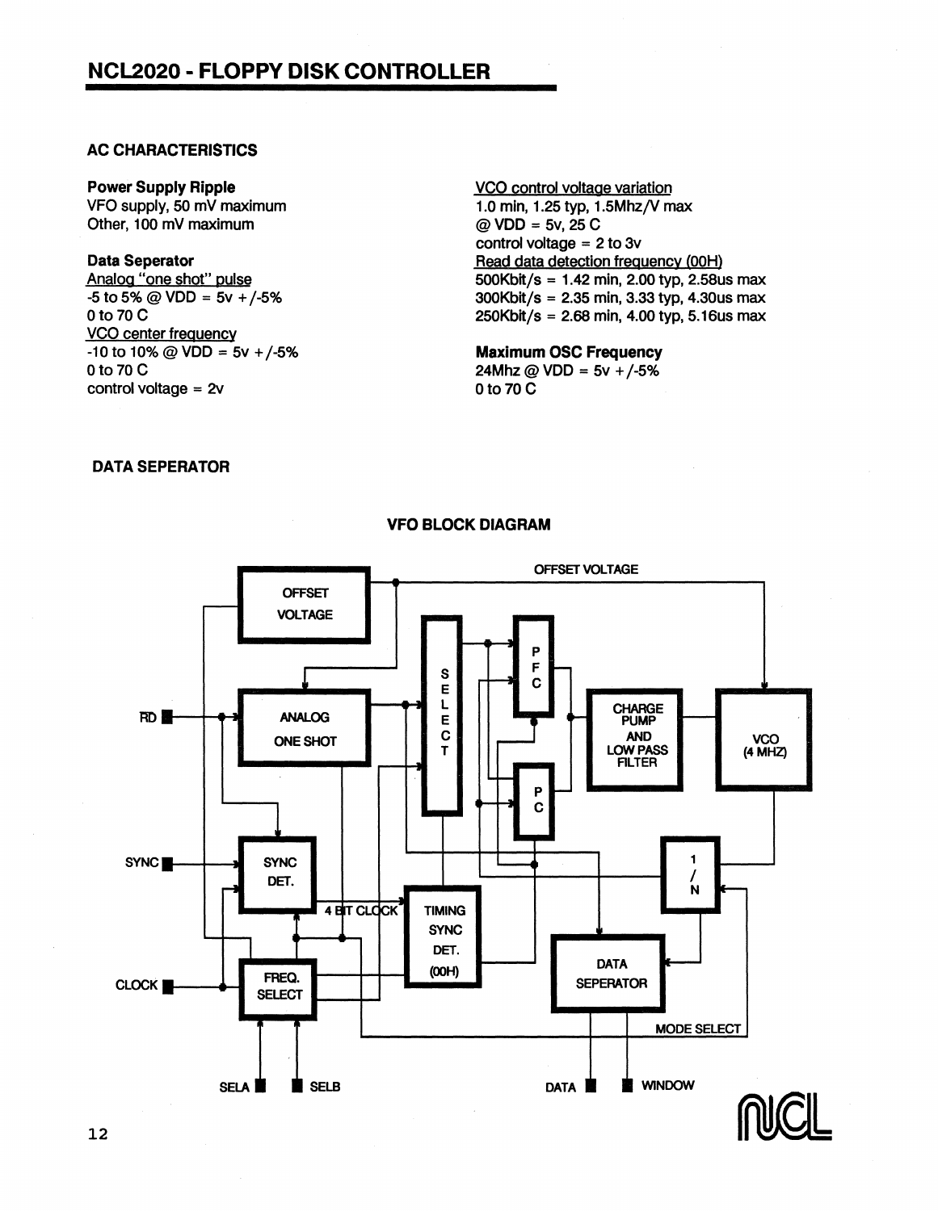## AC CHARACTERISTICS

**Power Supply Ripple**
VFO supply, 50 mV maximum
Other, 100 mV maximum

**Data Seperator**
Analog "one shot" pulse
-5 to 5% @ VDD = 5v +/-5%
0 to 70 C
VCO center frequency
-10 to 10% @ VDD = 5v +/-5%
0 to 70 C
control voltage = 2v

VCO control voltage variation
1.0 min, 1.25 typ, 1.5Mhz/V max
@ VDD = 5v, 25 C
control voltage = 2 to 3v
Read data detection frequency (00H)
500Kbit/s = 1.42 min, 2.00 typ, 2.58us max
300Kbit/s = 2.35 min, 3.33 typ, 4.30us max
250Kbit/s = 2.68 min, 4.00 typ, 5.16us max

**Maximum OSC Frequency**
24Mhz @ VDD = 5v +/-5%
0 to 70 C

## DATA SEPERATOR

### VFO BLOCK DIAGRAM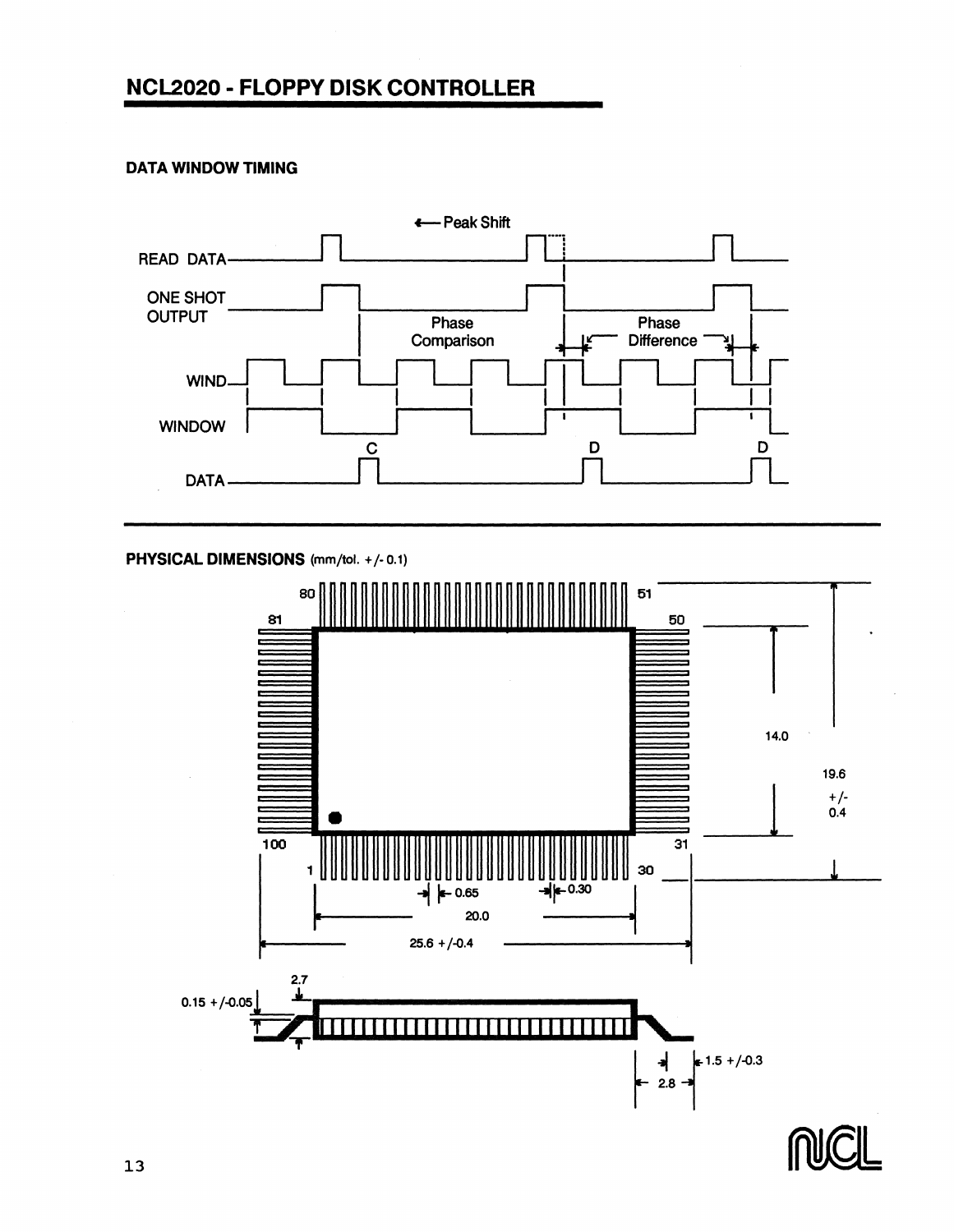## NCL2020 - FLOPPY DISK CONTROLLER

### DATA WINDOW TIMING

### PHYSICAL DIMENSIONS (mm/tol. +/- 0.1)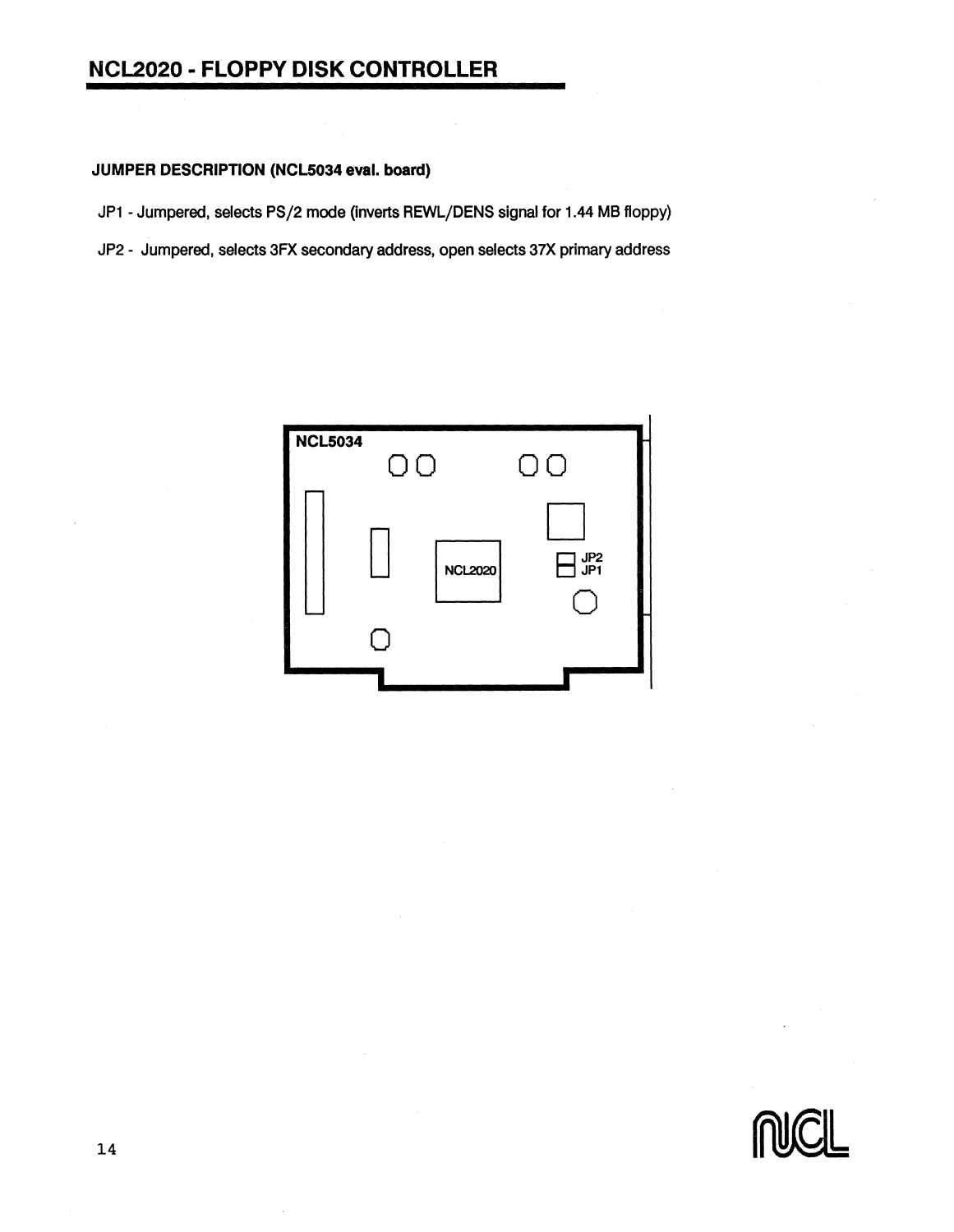# NCL2020 - FLOPPY DISK CONTROLLER

**JUMPER DESCRIPTION (NCL5034 eval. board)**

JP1 - Jumpered, selects PS/2 mode (inverts REWL/DENS signal for 1.44 MB floppy)

JP2 - Jumpered, selects 3FX secondary address, open selects 37X primary address

NCL5034

NCL2020

JP2
JP1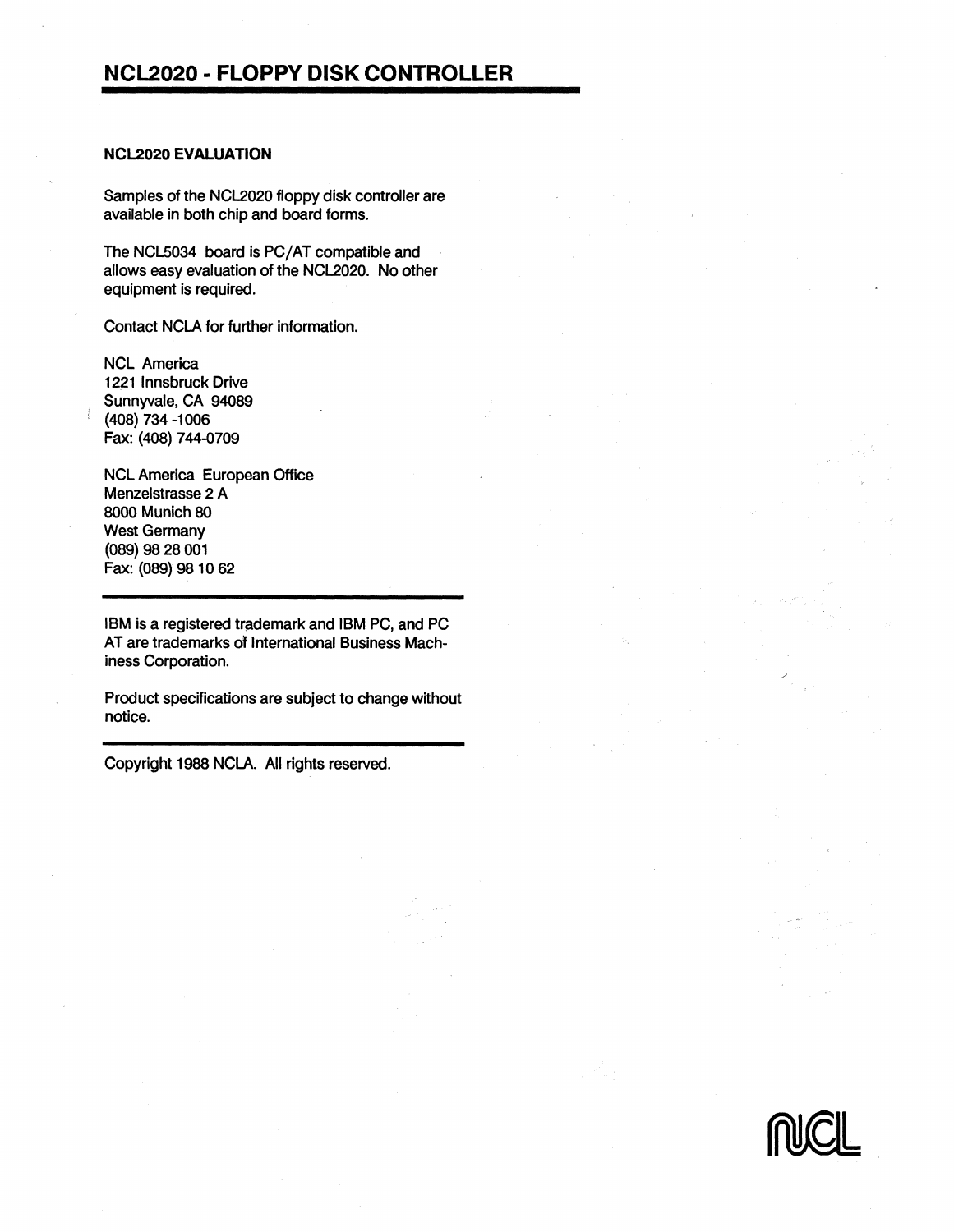# NCL2020 - FLOPPY DISK CONTROLLER

## NCL2020 EVALUATION

Samples of the NCL2020 floppy disk controller are available in both chip and board forms.

The NCL5034 board is PC/AT compatible and allows easy evaluation of the NCL2020. No other equipment is required.

Contact NCLA for further information.

NCL America
1221 Innsbruck Drive
Sunnyvale, CA 94089
(408) 734 -1006
Fax: (408) 744-0709

NCL America European Office
Menzelstrasse 2 A
8000 Munich 80
West Germany
(089) 98 28 001
Fax: (089) 98 10 62

---

IBM is a registered trademark and IBM PC, and PC AT are trademarks of International Business Machiness Corporation.

Product specifications are subject to change without notice.

---

Copyright 1988 NCLA. All rights reserved.

NCL